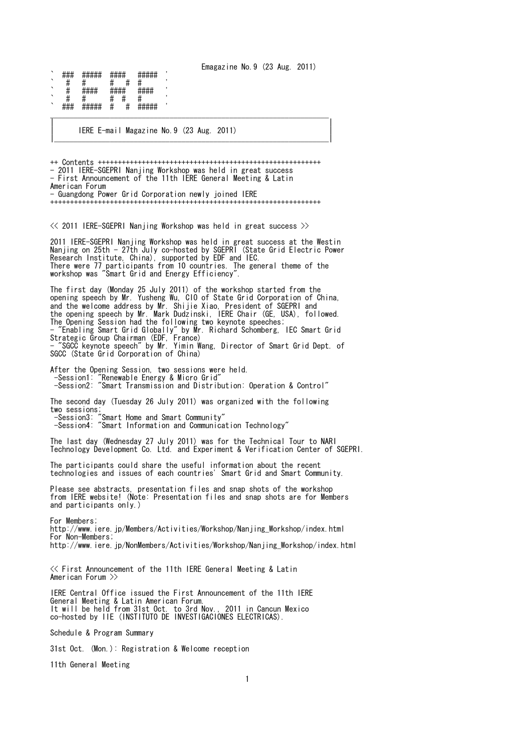Emagazine No.9 (23 Aug. 2011)

```
` ###  #####  ####   #####  '
`  #   #      #   #  #      '
`  #   ####   ####   ####   '
`  #   #      #  #   #      '
` ###  #####  #   #  #####  '
```

# IERE E-mail Magazine No.9 (23 Aug. 2011)

++ Contents ++++++++++++++++++++++++++++++++++++++++++++++++++++++++

- 2011 IERE-SGEPRI Nanjing Workshop was held in great success
- First Announcement of the 11th IERE General Meeting & Latin American Forum
- Guangdong Power Grid Corporation newly joined IERE

++++++++++++++++++++++++++++++++++++++++++++++++++++++++++++++++++++

## << 2011 IERE-SGEPRI Nanjing Workshop was held in great success >>

2011 IERE-SGEPRI Nanjing Workshop was held in great success at the Westin Nanjing on 25th - 27th July co-hosted by SGEPRI (State Grid Electric Power Research Institute, China), supported by EDF and IEC.
There were 77 participants from 10 countries. The general theme of the workshop was "Smart Grid and Energy Efficiency".

The first day (Monday 25 July 2011) of the workshop started from the opening speech by Mr. Yusheng Wu, CIO of State Grid Corporation of China, and the welcome address by Mr. Shijie Xiao, President of SGEPRI and the opening speech by Mr. Mark Dudzinski, IERE Chair (GE, USA), followed.
The Opening Session had the following two keynote speeches;

- "Enabling Smart Grid Globally" by Mr. Richard Schomberg, IEC Smart Grid Strategic Group Chairman (EDF, France)
- "SGCC keynote speech" by Mr. Yimin Wang, Director of Smart Grid Dept. of SGCC (State Grid Corporation of China)

After the Opening Session, two sessions were held.

- Session1: "Renewable Energy & Micro Grid"
- Session2: "Smart Transmission and Distribution: Operation & Control"

The second day (Tuesday 26 July 2011) was organized with the following two sessions;

- Session3: "Smart Home and Smart Community"
- Session4: "Smart Information and Communication Technology"

The last day (Wednesday 27 July 2011) was for the Technical Tour to NARI Technology Development Co. Ltd. and Experiment & Verification Center of SGEPRI.

The participants could share the useful information about the recent technologies and issues of each countries' Smart Grid and Smart Community.

Please see abstracts, presentation files and snap shots of the workshop from IERE website! (Note: Presentation files and snap shots are for Members and participants only.)

For Members;
http://www.iere.jp/Members/Activities/Workshop/Nanjing_Workshop/index.html
For Non-Members;
http://www.iere.jp/NonMembers/Activities/Workshop/Nanjing_Workshop/index.html

## << First Announcement of the 11th IERE General Meeting & Latin American Forum >>

IERE Central Office issued the First Announcement of the 11th IERE General Meeting & Latin American Forum.
It will be held from 31st Oct. to 3rd Nov., 2011 in Cancun Mexico co-hosted by IIE (INSTITUTO DE INVESTIGACIONES ELECTRICAS).

Schedule & Program Summary

31st Oct. (Mon.): Registration & Welcome reception

11th General Meeting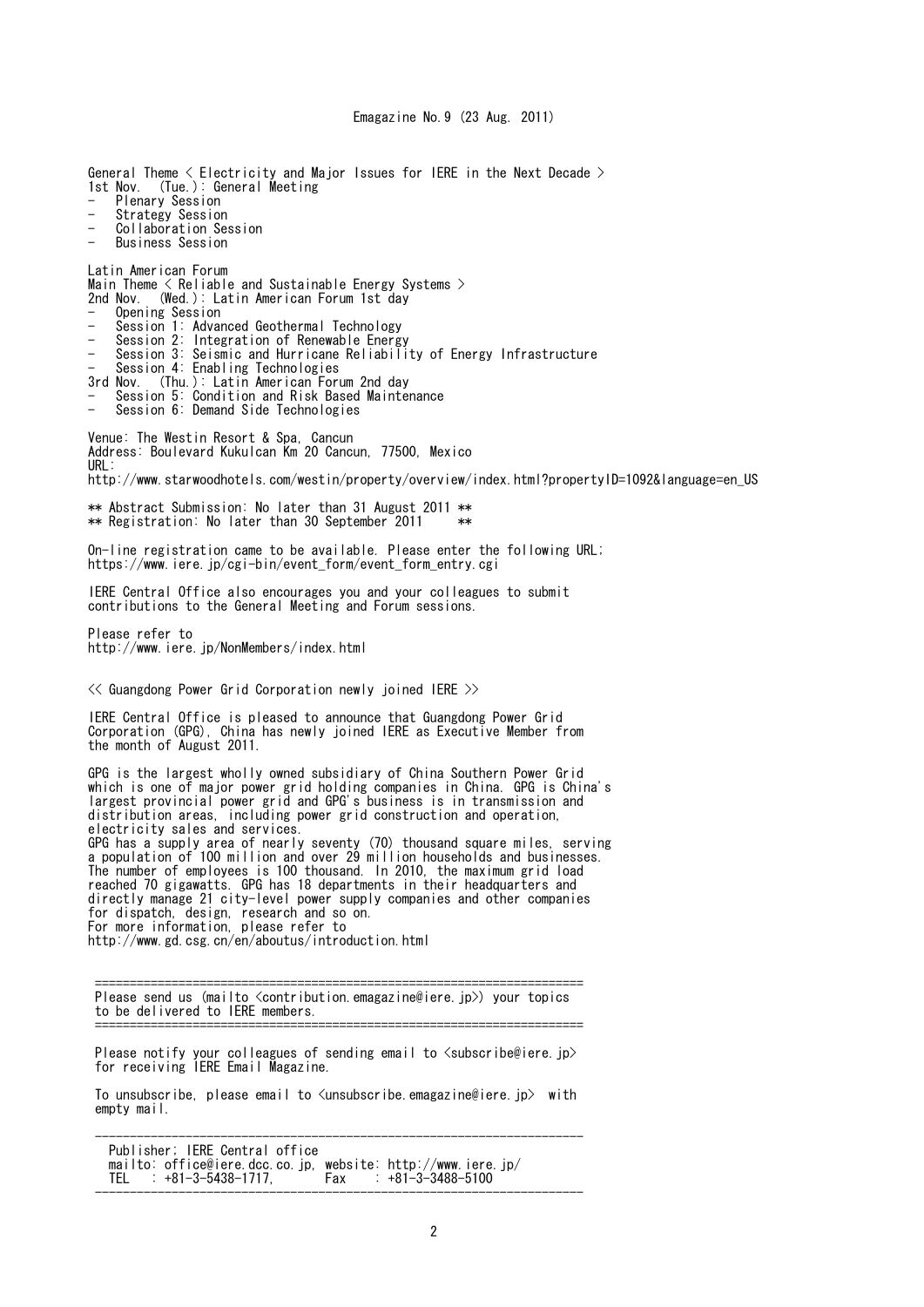Emagazine No.9 (23 Aug. 2011)

General Theme < Electricity and Major Issues for IERE in the Next Decade >

1st Nov. (Tue.): General Meeting

- Plenary Session
- Strategy Session
- Collaboration Session
- Business Session

Latin American Forum

Main Theme < Reliable and Sustainable Energy Systems >

2nd Nov. (Wed.): Latin American Forum 1st day

- Opening Session
- Session 1: Advanced Geothermal Technology
- Session 2: Integration of Renewable Energy
- Session 3: Seismic and Hurricane Reliability of Energy Infrastructure
- Session 4: Enabling Technologies

3rd Nov. (Thu.): Latin American Forum 2nd day

- Session 5: Condition and Risk Based Maintenance
- Session 6: Demand Side Technologies

Venue: The Westin Resort & Spa, Cancun
Address: Boulevard Kukulcan Km 20 Cancun, 77500, Mexico
URL:
http://www.starwoodhotels.com/westin/property/overview/index.html?propertyID=1092&language=en_US

** Abstract Submission: No later than 31 August 2011 **
** Registration: No later than 30 September 2011 **

On-line registration came to be available. Please enter the following URL;
https://www.iere.jp/cgi-bin/event_form/event_form_entry.cgi

IERE Central Office also encourages you and your colleagues to submit contributions to the General Meeting and Forum sessions.

Please refer to
http://www.iere.jp/NonMembers/index.html

<< Guangdong Power Grid Corporation newly joined IERE >>

IERE Central Office is pleased to announce that Guangdong Power Grid Corporation (GPG), China has newly joined IERE as Executive Member from the month of August 2011.

GPG is the largest wholly owned subsidiary of China Southern Power Grid which is one of major power grid holding companies in China. GPG is China's largest provincial power grid and GPG's business is in transmission and distribution areas, including power grid construction and operation, electricity sales and services.
GPG has a supply area of nearly seventy (70) thousand square miles, serving a population of 100 million and over 29 million households and businesses. The number of employees is 100 thousand. In 2010, the maximum grid load reached 70 gigawatts. GPG has 18 departments in their headquarters and directly manage 21 city-level power supply companies and other companies for dispatch, design, research and so on.
For more information, please refer to
http://www.gd.csg.cn/en/aboutus/introduction.html

=======================================================================
Please send us (mailto <contribution.emagazine@iere.jp>) your topics to be delivered to IERE members.
=======================================================================

Please notify your colleagues of sending email to <subscribe@iere.jp> for receiving IERE Email Magazine.

To unsubscribe, please email to <unsubscribe.emagazine@iere.jp> with empty mail.

-----------------------------------------------------------------------
Publisher; IERE Central office
mailto: office@iere.dcc.co.jp, website: http://www.iere.jp/
TEL : +81-3-5438-1717, Fax : +81-3-3488-5100
-----------------------------------------------------------------------